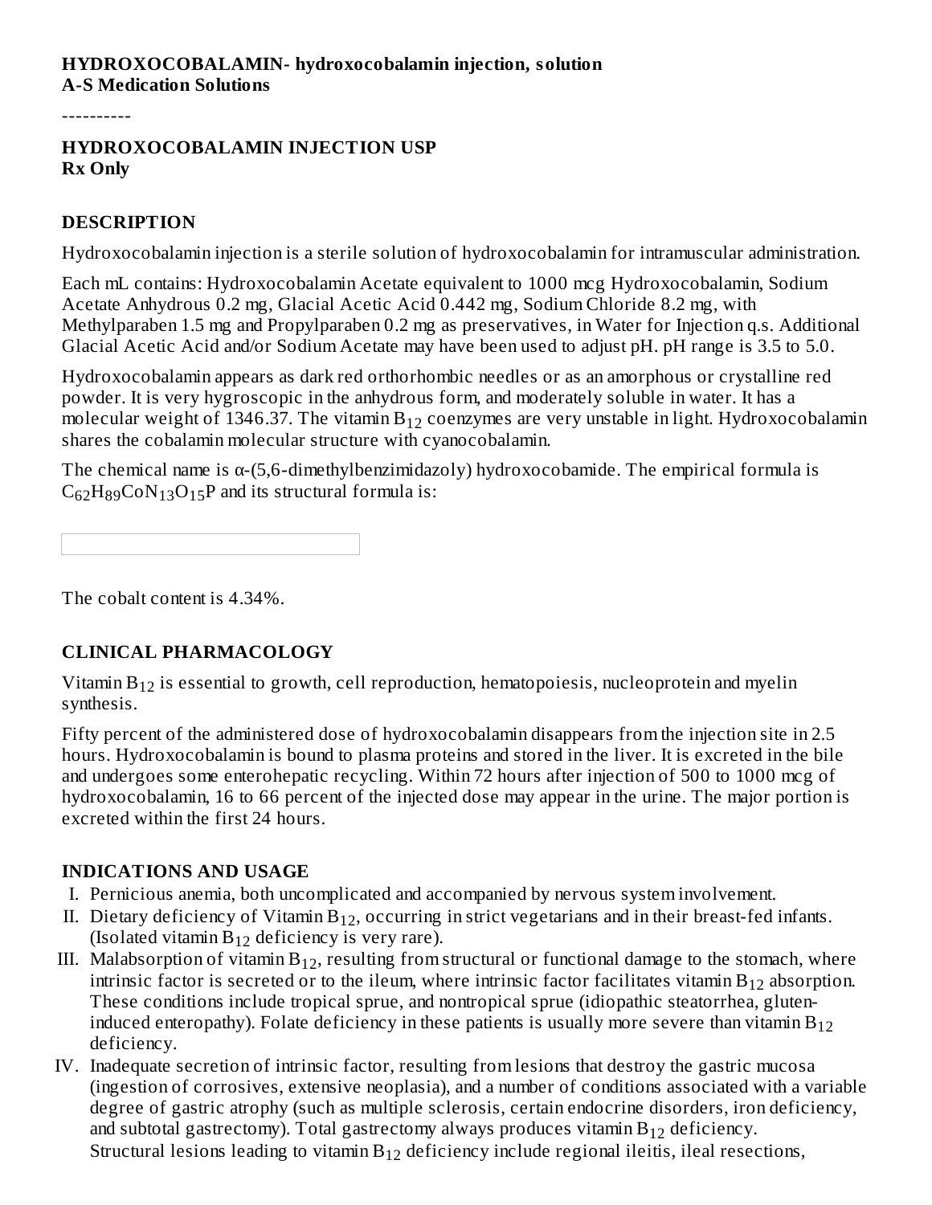**HYDROXOCOBALAMIN- hydroxocobalamin injection, solution**
**A-S Medication Solutions**

----------

**HYDROXOCOBALAMIN INJECTION USP**
**Rx Only**

## DESCRIPTION

Hydroxocobalamin injection is a sterile solution of hydroxocobalamin for intramuscular administration.

Each mL contains: Hydroxocobalamin Acetate equivalent to 1000 mcg Hydroxocobalamin, Sodium Acetate Anhydrous 0.2 mg, Glacial Acetic Acid 0.442 mg, Sodium Chloride 8.2 mg, with Methylparaben 1.5 mg and Propylparaben 0.2 mg as preservatives, in Water for Injection q.s. Additional Glacial Acetic Acid and/or Sodium Acetate may have been used to adjust pH. pH range is 3.5 to 5.0.

Hydroxocobalamin appears as dark red orthorhombic needles or as an amorphous or crystalline red powder. It is very hygroscopic in the anhydrous form, and moderately soluble in water. It has a molecular weight of 1346.37. The vitamin $B_{12}$ coenzymes are very unstable in light. Hydroxocobalamin shares the cobalamin molecular structure with cyanocobalamin.

The chemical name is α-(5,6-dimethylbenzimidazoly) hydroxocobamide. The empirical formula is $C_{62}H_{89}CoN_{13}O_{15}P$ and its structural formula is:

The cobalt content is 4.34%.

## CLINICAL PHARMACOLOGY

Vitamin $B_{12}$ is essential to growth, cell reproduction, hematopoiesis, nucleoprotein and myelin synthesis.

Fifty percent of the administered dose of hydroxocobalamin disappears from the injection site in 2.5 hours. Hydroxocobalamin is bound to plasma proteins and stored in the liver. It is excreted in the bile and undergoes some enterohepatic recycling. Within 72 hours after injection of 500 to 1000 mcg of hydroxocobalamin, 16 to 66 percent of the injected dose may appear in the urine. The major portion is excreted within the first 24 hours.

## INDICATIONS AND USAGE

I. Pernicious anemia, both uncomplicated and accompanied by nervous system involvement.
II. Dietary deficiency of Vitamin $B_{12}$, occurring in strict vegetarians and in their breast-fed infants. (Isolated vitamin $B_{12}$ deficiency is very rare).
III. Malabsorption of vitamin $B_{12}$, resulting from structural or functional damage to the stomach, where intrinsic factor is secreted or to the ileum, where intrinsic factor facilitates vitamin $B_{12}$ absorption. These conditions include tropical sprue, and nontropical sprue (idiopathic steatorrhea, gluten-induced enteropathy). Folate deficiency in these patients is usually more severe than vitamin $B_{12}$ deficiency.
IV. Inadequate secretion of intrinsic factor, resulting from lesions that destroy the gastric mucosa (ingestion of corrosives, extensive neoplasia), and a number of conditions associated with a variable degree of gastric atrophy (such as multiple sclerosis, certain endocrine disorders, iron deficiency, and subtotal gastrectomy). Total gastrectomy always produces vitamin $B_{12}$ deficiency. Structural lesions leading to vitamin $B_{12}$ deficiency include regional ileitis, ileal resections,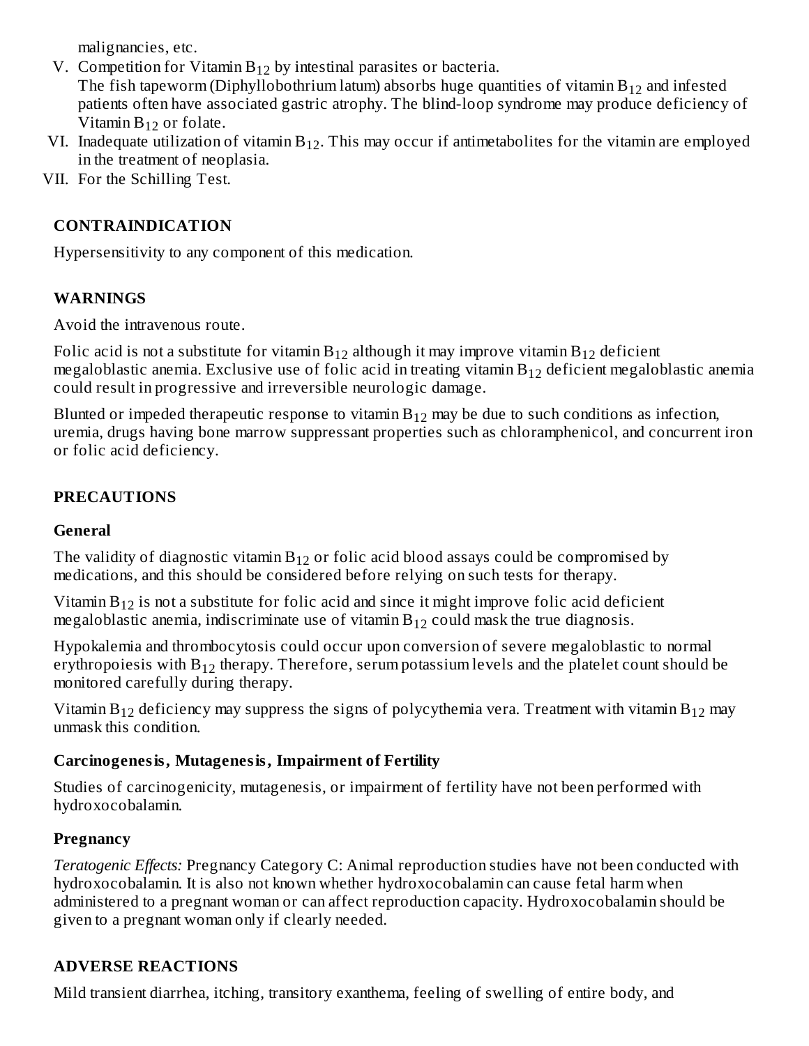malignancies, etc.

V. Competition for Vitamin $B_{12}$ by intestinal parasites or bacteria.
   The fish tapeworm (Diphyllobothrium latum) absorbs huge quantities of vitamin $B_{12}$ and infested patients often have associated gastric atrophy. The blind-loop syndrome may produce deficiency of Vitamin $B_{12}$ or folate.
VI. Inadequate utilization of vitamin $B_{12}$. This may occur if antimetabolites for the vitamin are employed in the treatment of neoplasia.
VII. For the Schilling Test.

## CONTRAINDICATION

Hypersensitivity to any component of this medication.

## WARNINGS

Avoid the intravenous route.

Folic acid is not a substitute for vitamin $B_{12}$ although it may improve vitamin $B_{12}$ deficient megaloblastic anemia. Exclusive use of folic acid in treating vitamin $B_{12}$ deficient megaloblastic anemia could result in progressive and irreversible neurologic damage.

Blunted or impeded therapeutic response to vitamin $B_{12}$ may be due to such conditions as infection, uremia, drugs having bone marrow suppressant properties such as chloramphenicol, and concurrent iron or folic acid deficiency.

## PRECAUTIONS

### General

The validity of diagnostic vitamin $B_{12}$ or folic acid blood assays could be compromised by medications, and this should be considered before relying on such tests for therapy.

Vitamin $B_{12}$ is not a substitute for folic acid and since it might improve folic acid deficient megaloblastic anemia, indiscriminate use of vitamin $B_{12}$ could mask the true diagnosis.

Hypokalemia and thrombocytosis could occur upon conversion of severe megaloblastic to normal erythropoiesis with $B_{12}$ therapy. Therefore, serum potassium levels and the platelet count should be monitored carefully during therapy.

Vitamin $B_{12}$ deficiency may suppress the signs of polycythemia vera. Treatment with vitamin $B_{12}$ may unmask this condition.

### Carcinogenesis, Mutagenesis, Impairment of Fertility

Studies of carcinogenicity, mutagenesis, or impairment of fertility have not been performed with hydroxocobalamin.

### Pregnancy

*Teratogenic Effects:* Pregnancy Category C: Animal reproduction studies have not been conducted with hydroxocobalamin. It is also not known whether hydroxocobalamin can cause fetal harm when administered to a pregnant woman or can affect reproduction capacity. Hydroxocobalamin should be given to a pregnant woman only if clearly needed.

## ADVERSE REACTIONS

Mild transient diarrhea, itching, transitory exanthema, feeling of swelling of entire body, and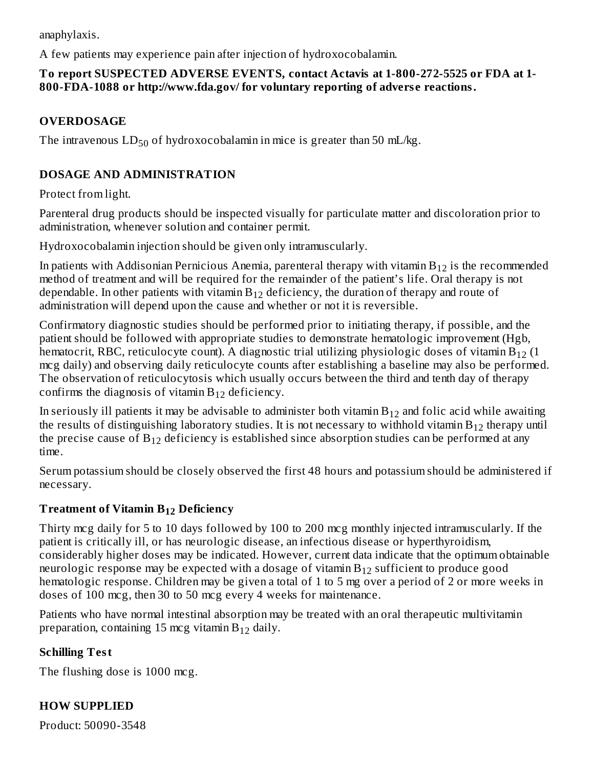anaphylaxis.

A few patients may experience pain after injection of hydroxocobalamin.

**To report SUSPECTED ADVERSE EVENTS, contact Actavis at 1-800-272-5525 or FDA at 1-800-FDA-1088 or http://www.fda.gov/ for voluntary reporting of adverse reactions.**

## OVERDOSAGE

The intravenous $LD_{50}$ of hydroxocobalamin in mice is greater than 50 mL/kg.

## DOSAGE AND ADMINISTRATION

Protect from light.

Parenteral drug products should be inspected visually for particulate matter and discoloration prior to administration, whenever solution and container permit.

Hydroxocobalamin injection should be given only intramuscularly.

In patients with Addisonian Pernicious Anemia, parenteral therapy with vitamin $B_{12}$ is the recommended method of treatment and will be required for the remainder of the patient's life. Oral therapy is not dependable. In other patients with vitamin $B_{12}$ deficiency, the duration of therapy and route of administration will depend upon the cause and whether or not it is reversible.

Confirmatory diagnostic studies should be performed prior to initiating therapy, if possible, and the patient should be followed with appropriate studies to demonstrate hematologic improvement (Hgb, hematocrit, RBC, reticulocyte count). A diagnostic trial utilizing physiologic doses of vitamin $B_{12}$ (1 mcg daily) and observing daily reticulocyte counts after establishing a baseline may also be performed. The observation of reticulocytosis which usually occurs between the third and tenth day of therapy confirms the diagnosis of vitamin $B_{12}$ deficiency.

In seriously ill patients it may be advisable to administer both vitamin $B_{12}$ and folic acid while awaiting the results of distinguishing laboratory studies. It is not necessary to withhold vitamin $B_{12}$ therapy until the precise cause of $B_{12}$ deficiency is established since absorption studies can be performed at any time.

Serum potassium should be closely observed the first 48 hours and potassium should be administered if necessary.

### Treatment of Vitamin $B_{12}$ Deficiency

Thirty mcg daily for 5 to 10 days followed by 100 to 200 mcg monthly injected intramuscularly. If the patient is critically ill, or has neurologic disease, an infectious disease or hyperthyroidism, considerably higher doses may be indicated. However, current data indicate that the optimum obtainable neurologic response may be expected with a dosage of vitamin $B_{12}$ sufficient to produce good hematologic response. Children may be given a total of 1 to 5 mg over a period of 2 or more weeks in doses of 100 mcg, then 30 to 50 mcg every 4 weeks for maintenance.

Patients who have normal intestinal absorption may be treated with an oral therapeutic multivitamin preparation, containing 15 mcg vitamin $B_{12}$ daily.

### Schilling Test

The flushing dose is 1000 mcg.

## HOW SUPPLIED

Product: 50090-3548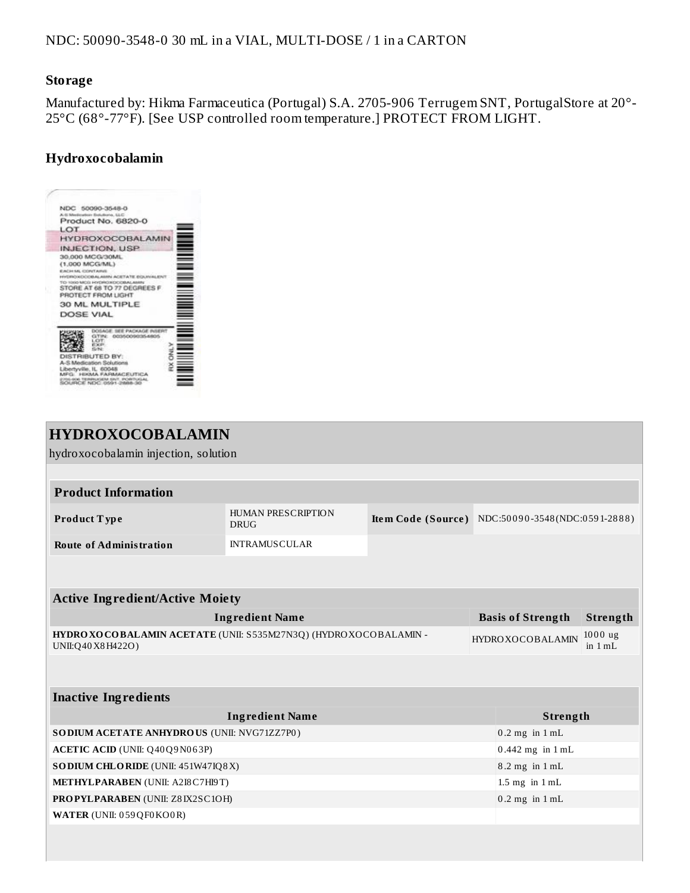NDC: 50090-3548-0 30 mL in a VIAL, MULTI-DOSE / 1 in a CARTON

### Storage

Manufactured by: Hikma Farmaceutica (Portugal) S.A. 2705-906 Terrugem SNT, PortugalStore at 20°-25°C (68°-77°F). [See USP controlled room temperature.] PROTECT FROM LIGHT.

### Hydroxocobalamin

NDC 50090-3548-0
A-S Medication Solutions, LLC
Product No. 6820-0
LOT
HYDROXOCOBALAMIN INJECTION, USP
30,000 MCG/30ML
(1,000 MCG/ML)
EACH ML CONTAINS
HYDROXOCOBALAMIN ACETATE EQUIVALENT TO 1000 MCG HYDROXOCOBALAMIN
STORE AT 68 TO 77 DEGREES F
PROTECT FROM LIGHT
30 ML MULTIPLE DOSE VIAL
DOSAGE: SEE PACKAGE INSERT
GTIN: 00350090354805
LOT:
EXP:
S/N:
DISTRIBUTED BY:
A-S Medication Solutions
Libertyville, IL 60048
MFG: HIKMA FARMACEUTICA
2705-906 TERRUGEM SNT, PORTUGAL
SOURCE NDC: 0591-2888-30
RX ONLY

## HYDROXOCOBALAMIN

hydroxocobalamin injection, solution

| Product Information | | | |
|---|---|---|---|
| **Product Type** | HUMAN PRESCRIPTION DRUG | **Item Code (Source)** | NDC:50090-3548(NDC:0591-2888) |
| **Route of Administration** | INTRAMUSCULAR | | |

| Active Ingredient/Active Moiety | | |
|---|---|---|
| **Ingredient Name** | **Basis of Strength** | **Strength** |
| **HYDROXOCOBALAMIN ACETATE** (UNII: S535M27N3Q) (HYDROXOCOBALAMIN - UNII:Q40X8H422O) | HYDROXOCOBALAMIN | 1000 ug in 1 mL |

| Inactive Ingredients | |
|---|---|
| **Ingredient Name** | **Strength** |
| **SODIUM ACETATE ANHYDROUS** (UNII: NVG71ZZ7P0) | 0.2 mg in 1 mL |
| **ACETIC ACID** (UNII: Q40Q9N063P) | 0.442 mg in 1 mL |
| **SODIUM CHLORIDE** (UNII: 451W47IQ8X) | 8.2 mg in 1 mL |
| **METHYLPARABEN** (UNII: A2I8C7HI9T) | 1.5 mg in 1 mL |
| **PROPYLPARABEN** (UNII: Z8IX2SC1OH) | 0.2 mg in 1 mL |
| **WATER** (UNII: 059QF0KO0R) | |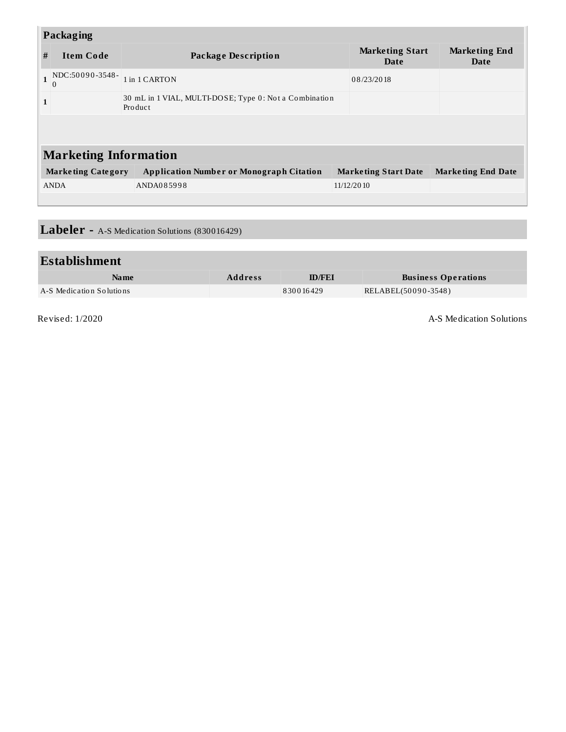## Packaging

| # | Item Code | Package Description | Marketing Start Date | Marketing End Date |
|---|---|---|---|---|
| 1 | NDC:50090-3548-0 | 1 in 1 CARTON | 08/23/2018 | |
| 1 | | 30 mL in 1 VIAL, MULTI-DOSE; Type 0: Not a Combination Product | | |

## Marketing Information

| Marketing Category | Application Number or Monograph Citation | Marketing Start Date | Marketing End Date |
|---|---|---|---|
| ANDA | ANDA085998 | 11/12/2010 | |

## Labeler - A-S Medication Solutions (830016429)

## Establishment

| Name | Address | ID/FEI | Business Operations |
|---|---|---|---|
| A-S Medication Solutions | | 830016429 | RELABEL(50090-3548) |

Revised: 1/2020

A-S Medication Solutions